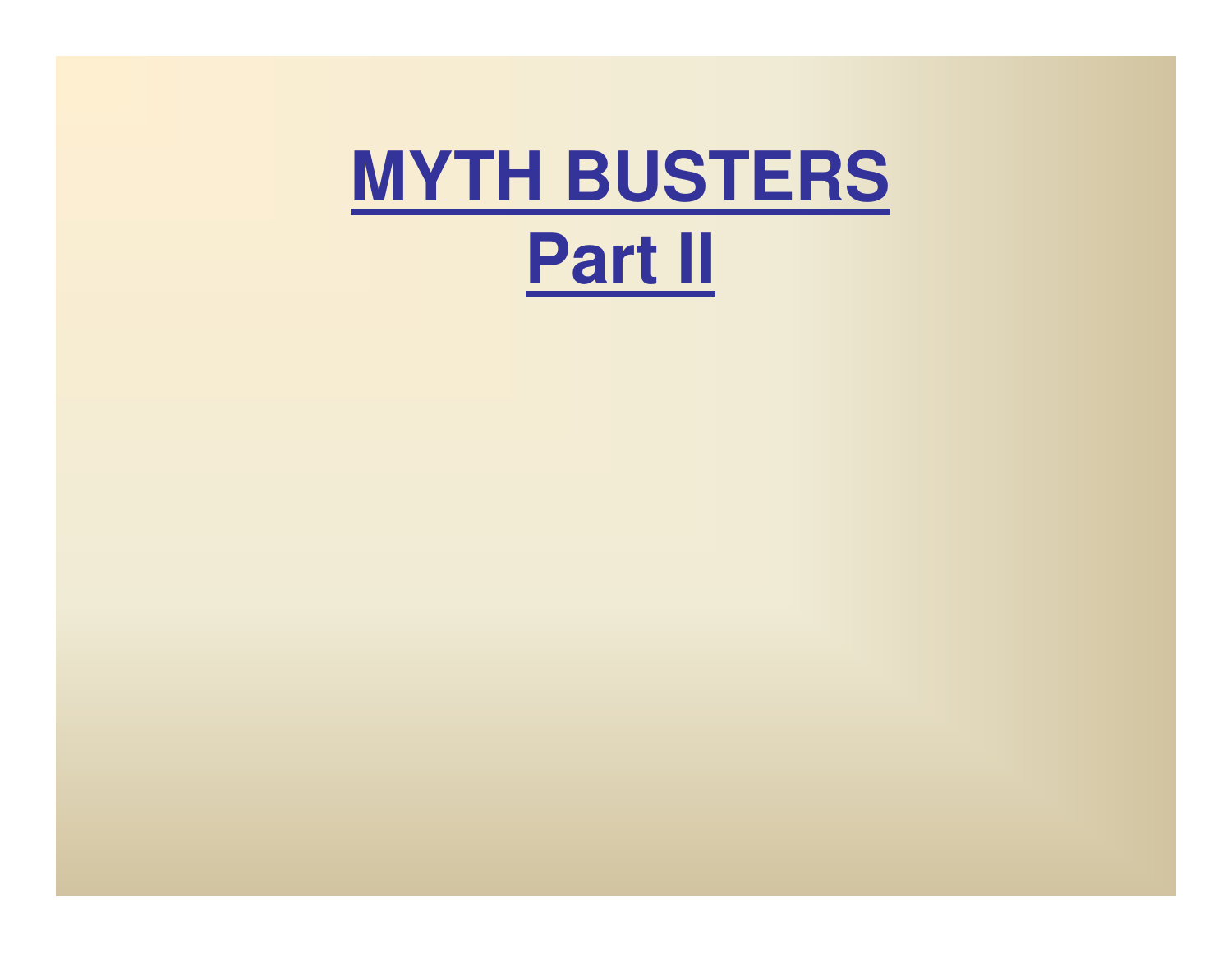# MYTH BUSTERS
# Part II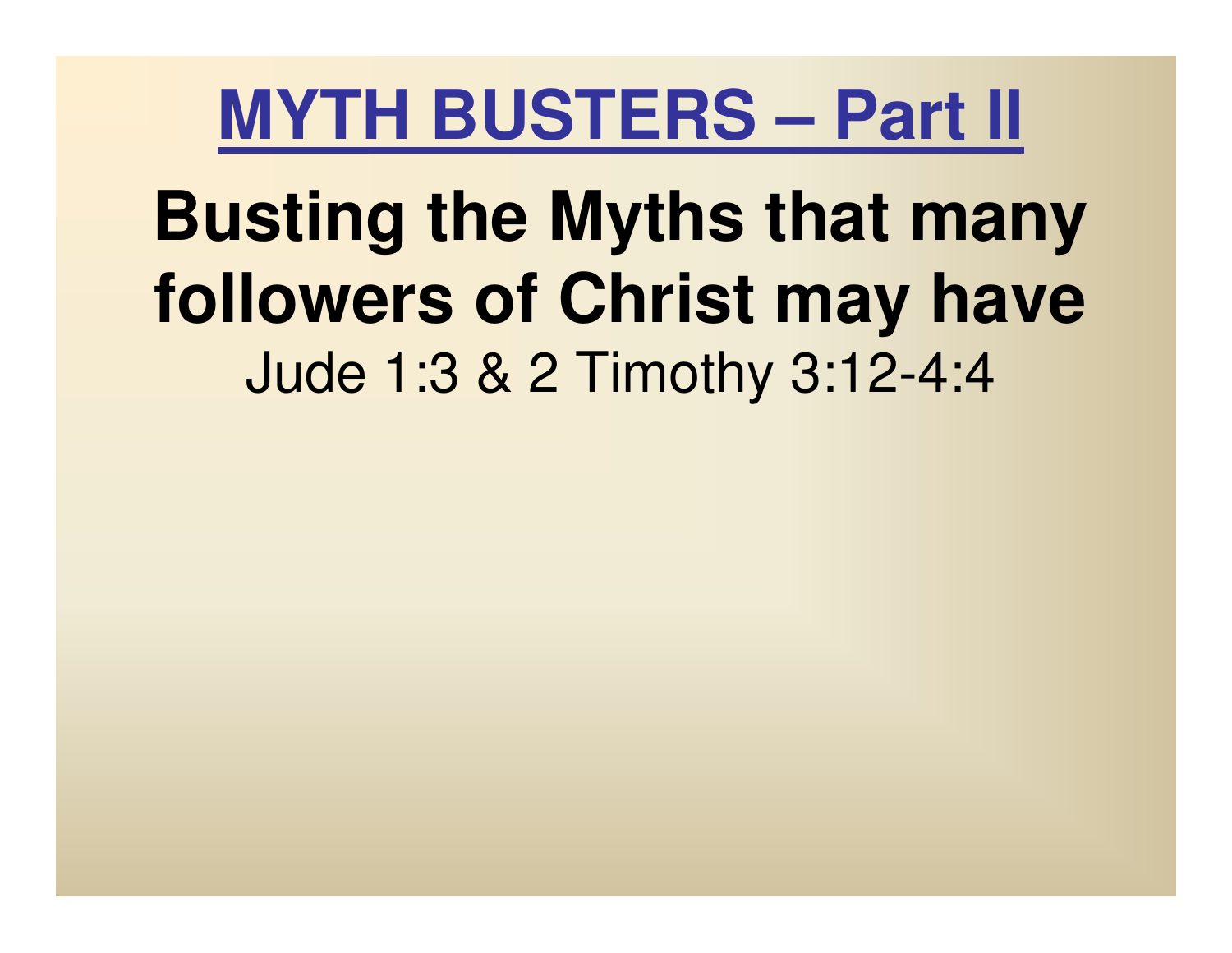# MYTH BUSTERS – Part II

## Busting the Myths that many followers of Christ may have

Jude 1:3 & 2 Timothy 3:12-4:4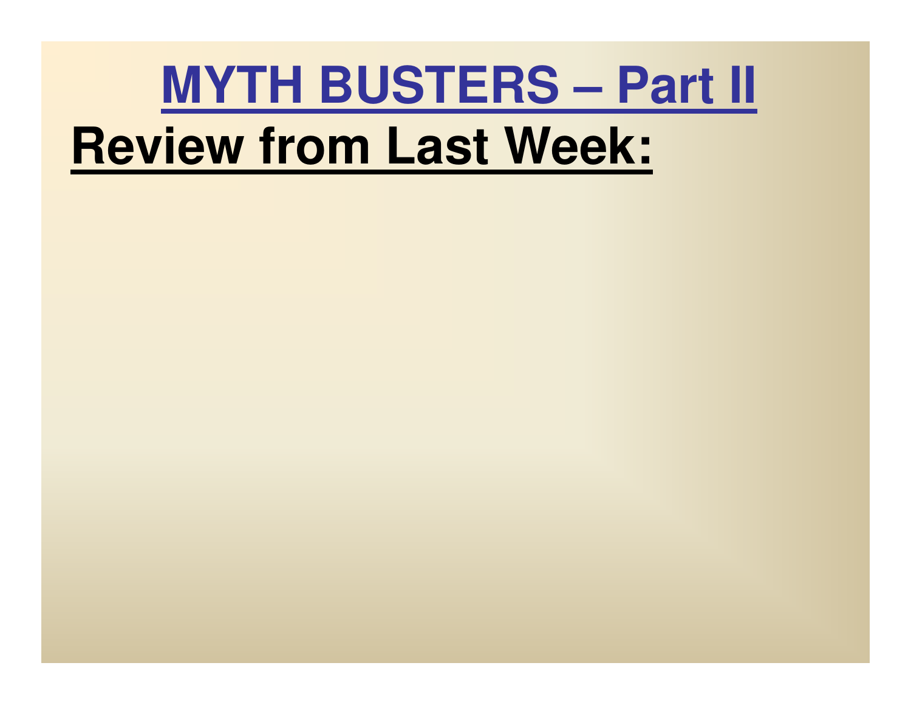# MYTH BUSTERS – Part II

## Review from Last Week: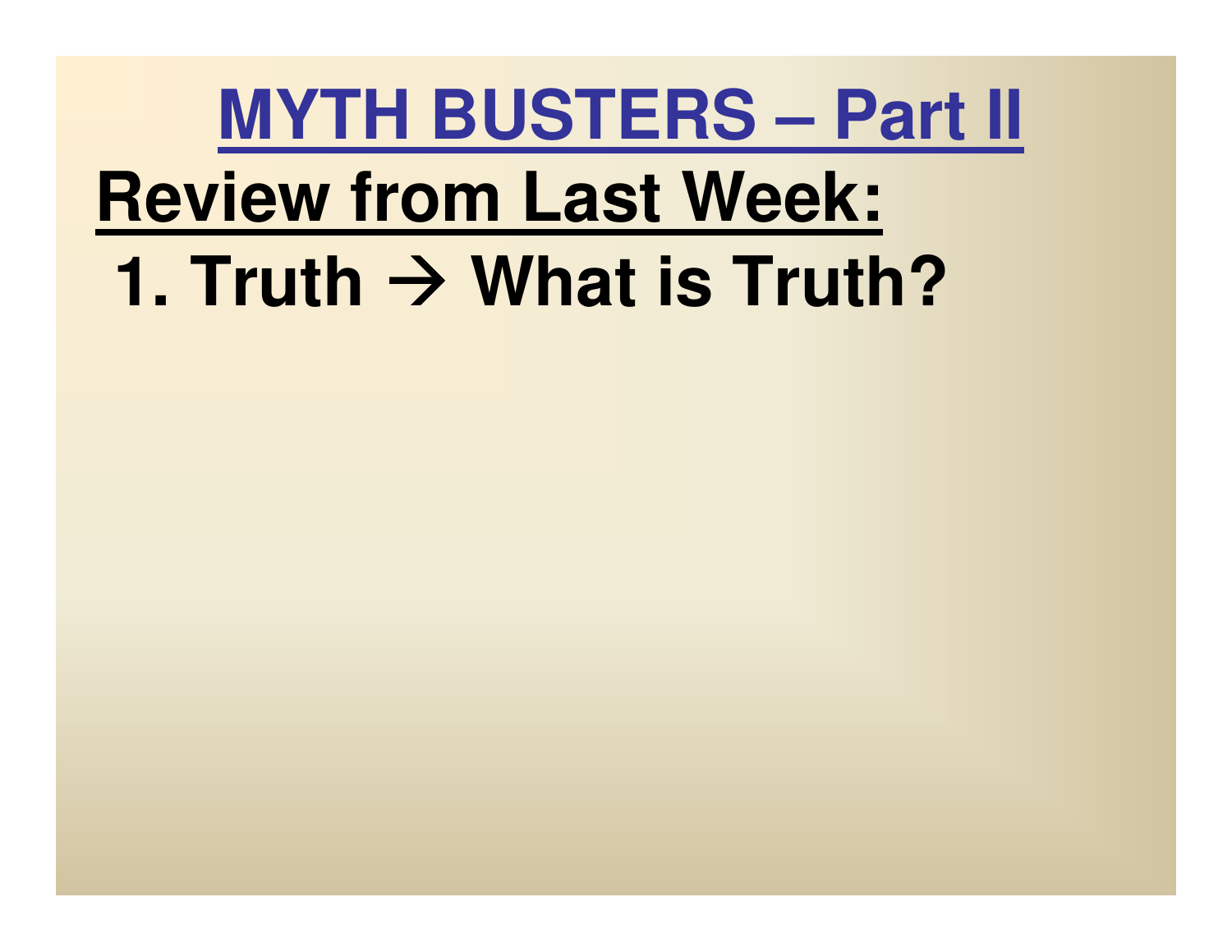# MYTH BUSTERS – Part II

## Review from Last Week:

1. **Truth → What is Truth?**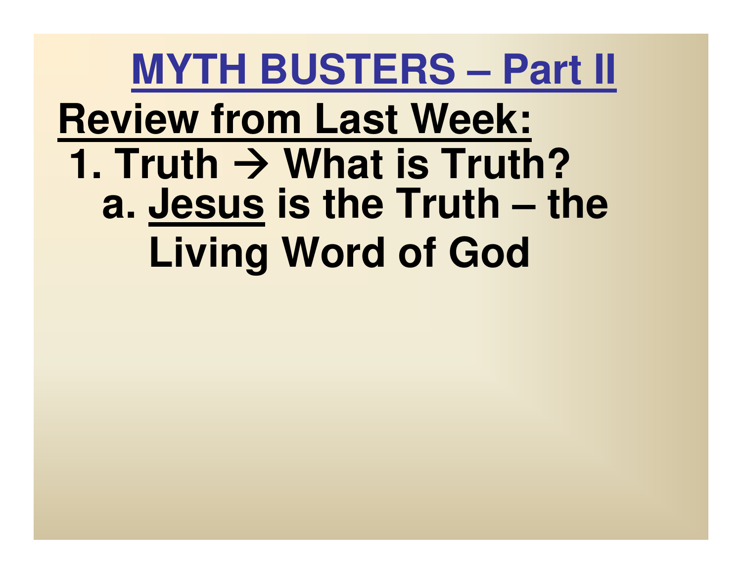# MYTH BUSTERS – Part II

## Review from Last Week:

1. Truth → What is Truth?
   a. Jesus is the Truth – the Living Word of God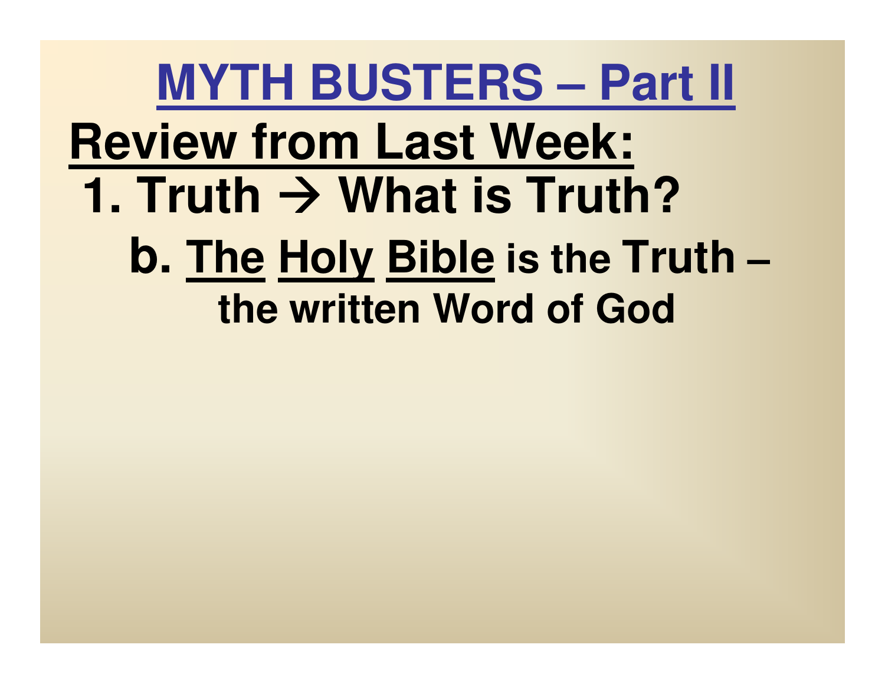# MYTH BUSTERS – Part II

## Review from Last Week:

1. Truth → What is Truth?
    - b. The Holy Bible is the Truth – the written Word of God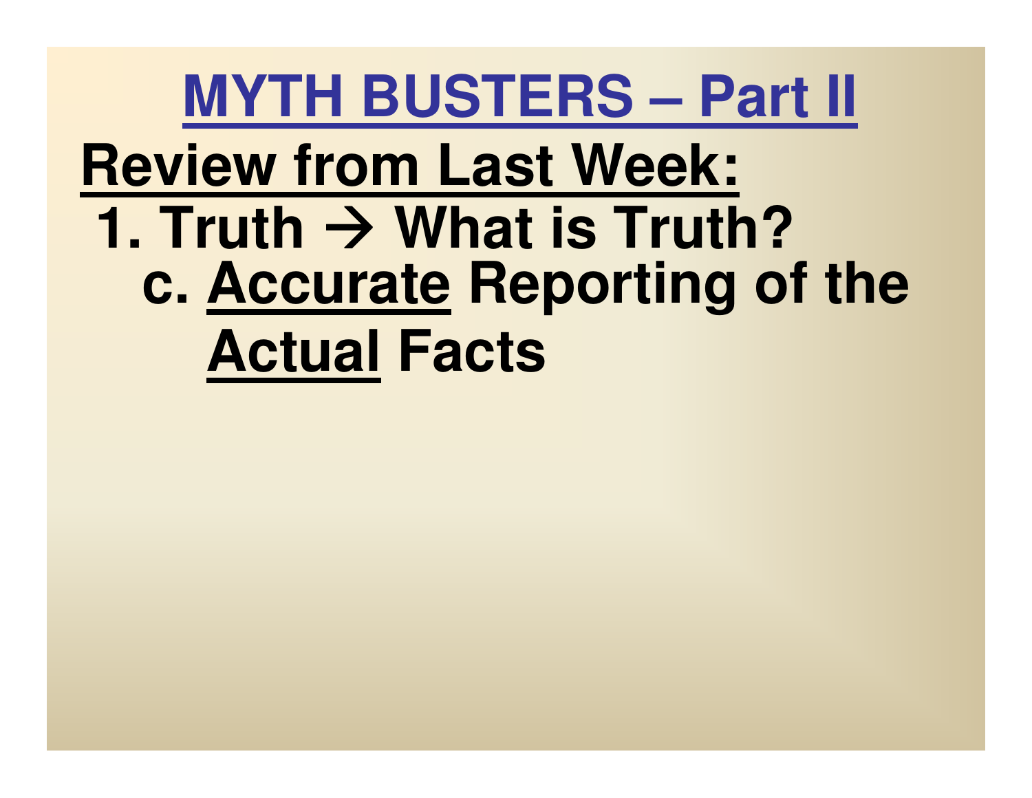# MYTH BUSTERS – Part II

## Review from Last Week:

1. Truth → What is Truth?

   c. Accurate Reporting of the Actual Facts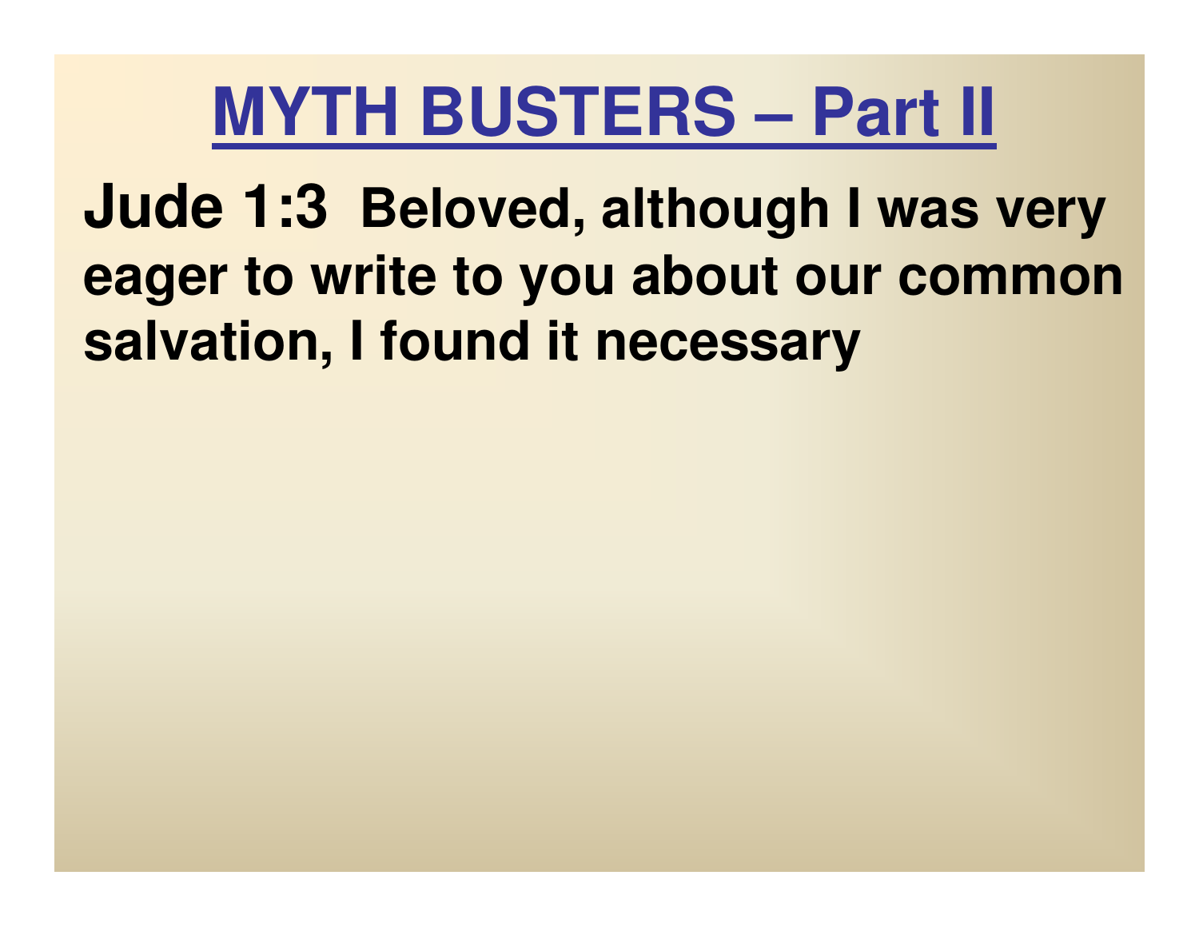# MYTH BUSTERS – Part II

**Jude 1:3 Beloved, although I was very eager to write to you about our common salvation, I found it necessary**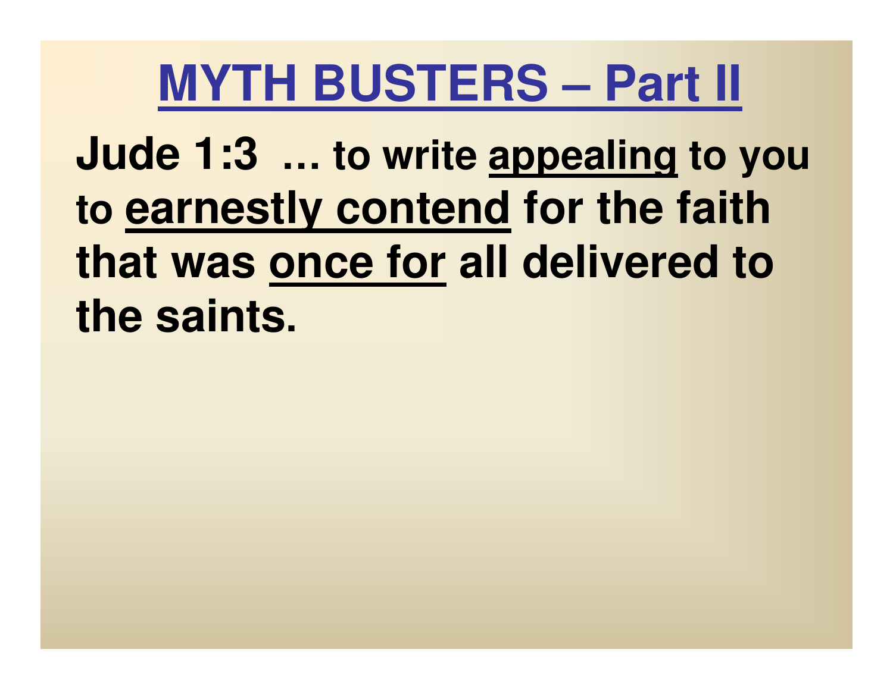# MYTH BUSTERS – Part II

**Jude 1:3 … to write appealing to you to earnestly contend for the faith that was once for all delivered to the saints.**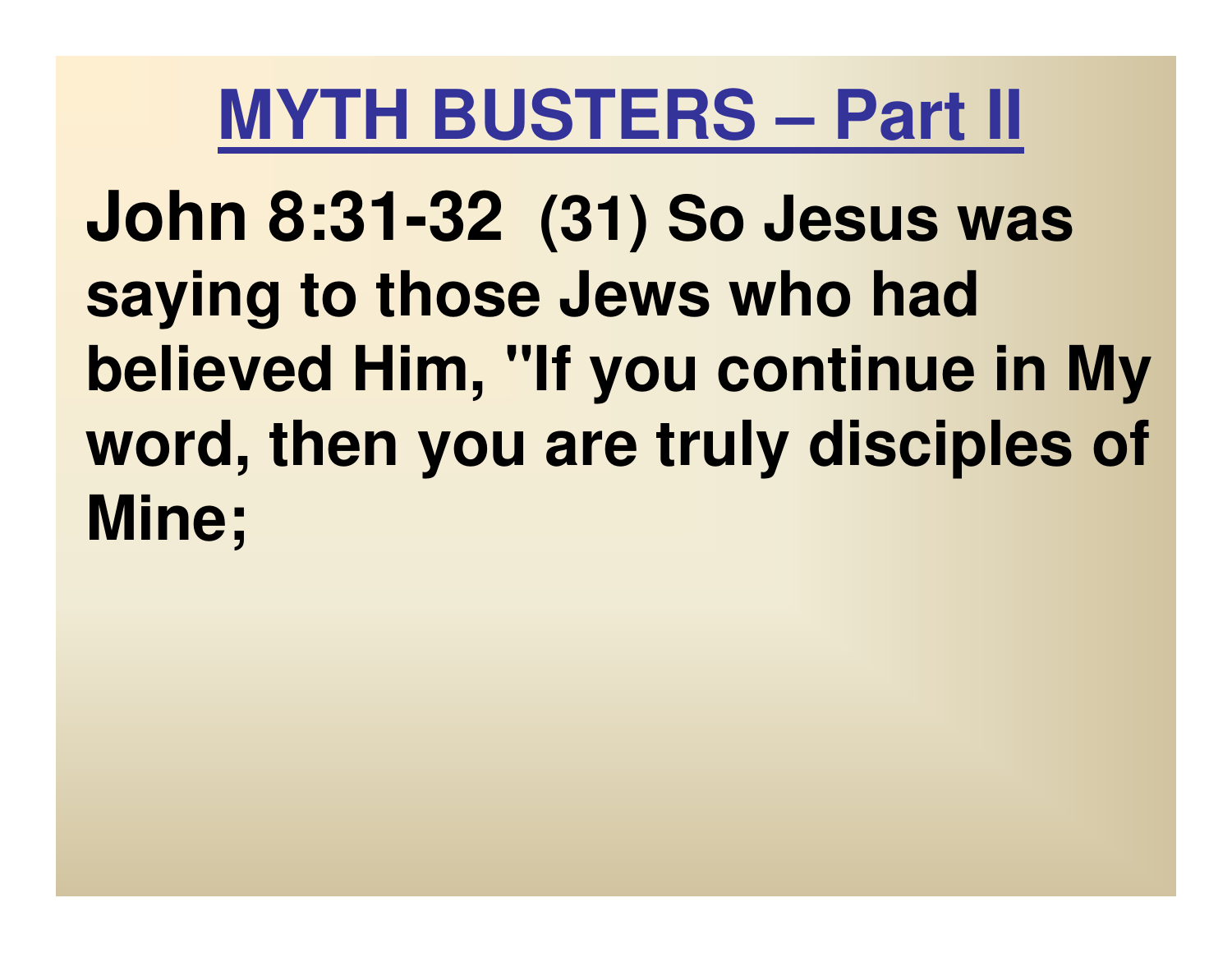# MYTH BUSTERS – Part II

**John 8:31-32 (31) So Jesus was saying to those Jews who had believed Him, "If you continue in My word, then you are truly disciples of Mine;**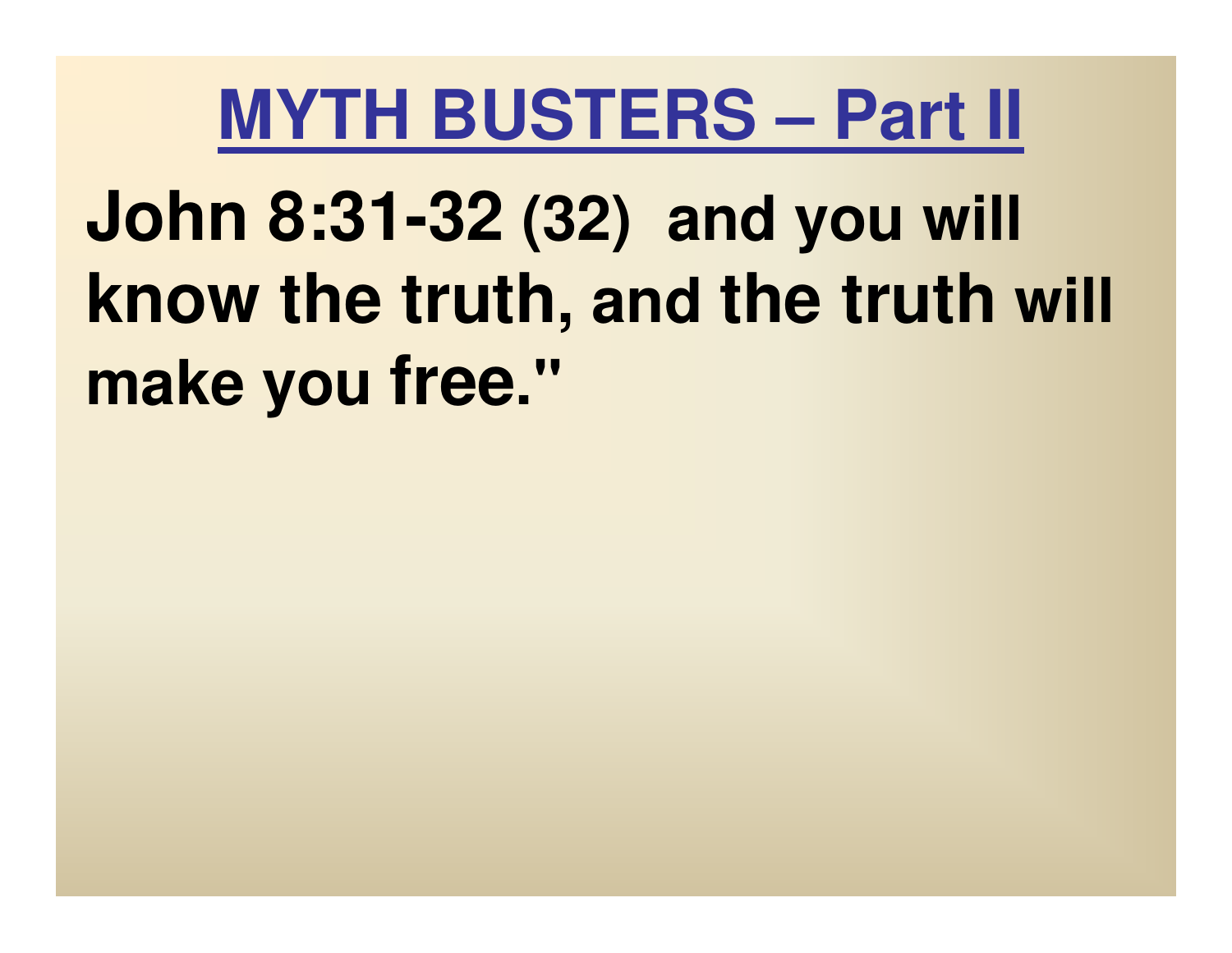# MYTH BUSTERS – Part II

**John 8:31-32 (32) and you will know the truth, and the truth will make you free."**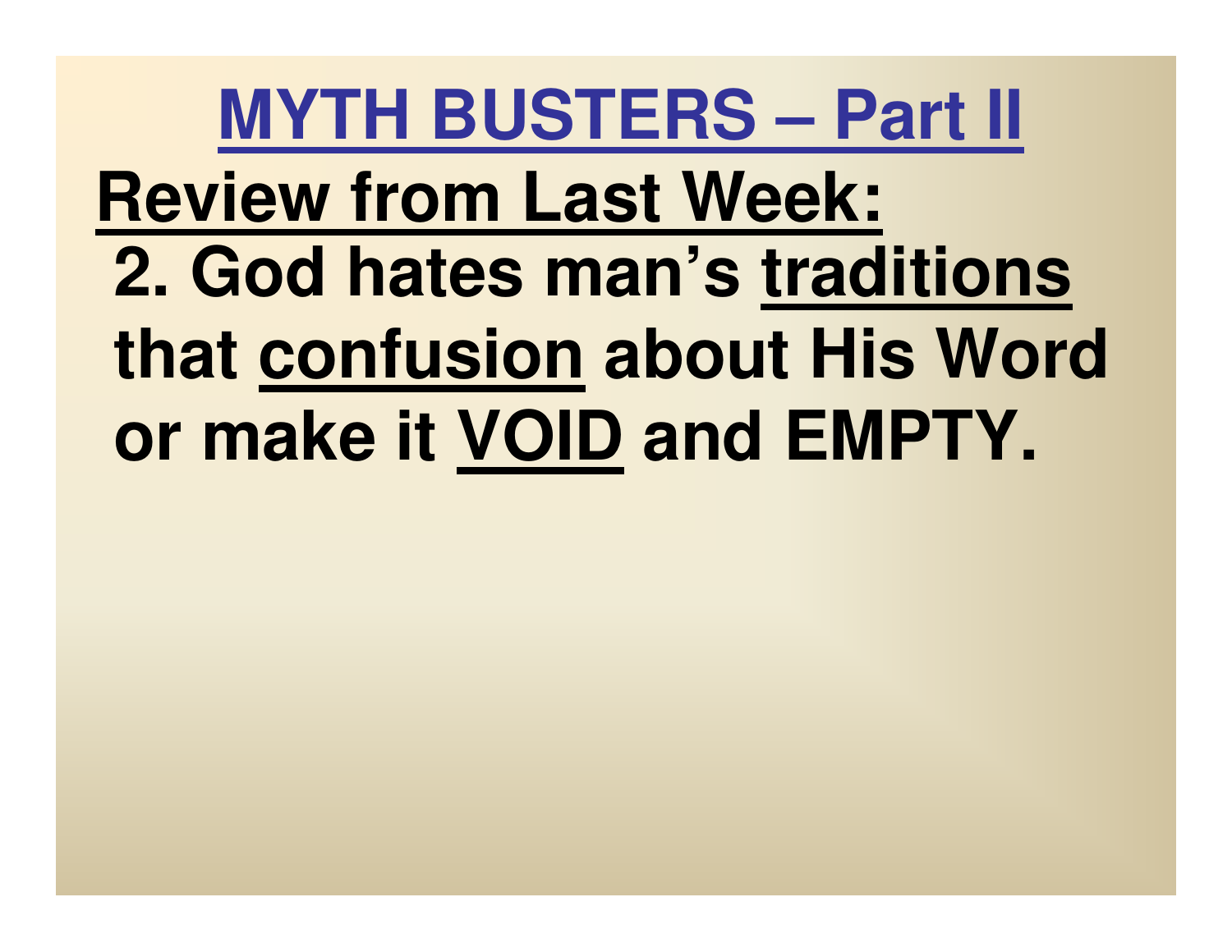# MYTH BUSTERS – Part II

## Review from Last Week:

2. God hates man's traditions that confusion about His Word or make it VOID and EMPTY.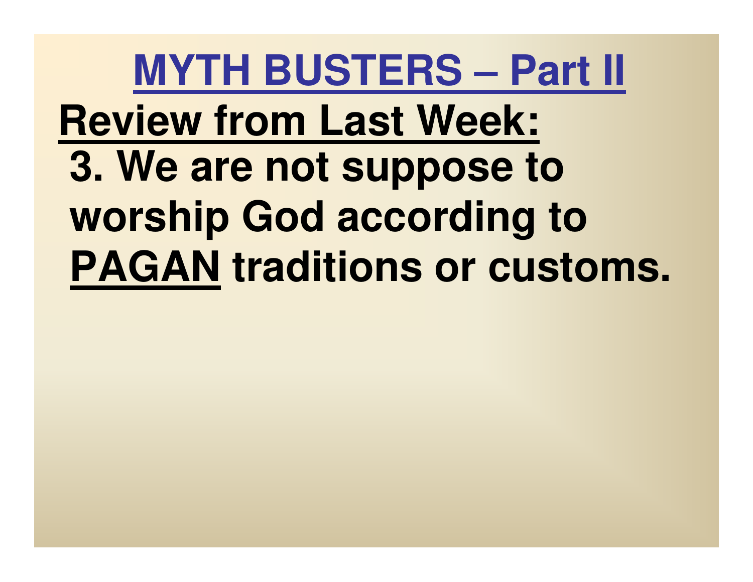# MYTH BUSTERS – Part II

## Review from Last Week:

**3. We are not suppose to worship God according to PAGAN traditions or customs.**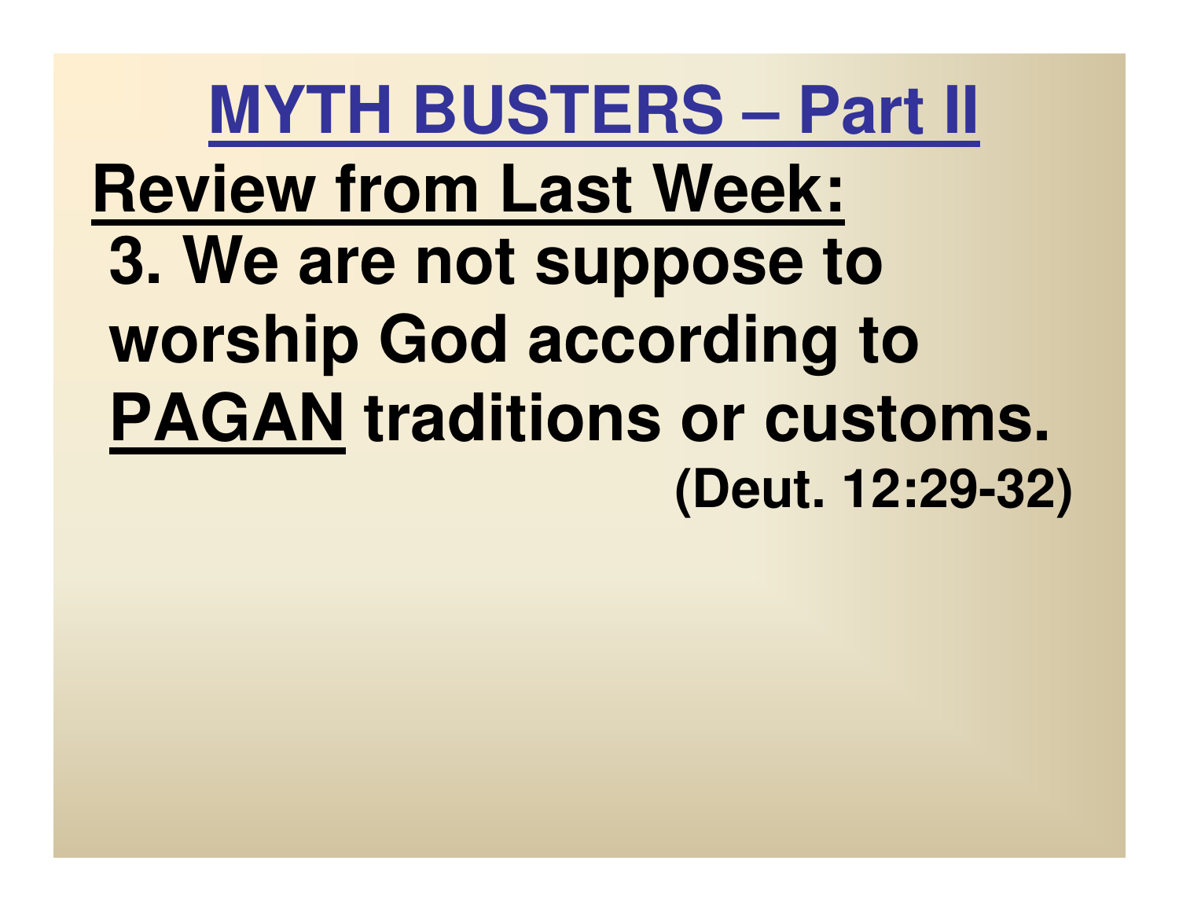# MYTH BUSTERS – Part II

## Review from Last Week:

**3. We are not suppose to worship God according to PAGAN traditions or customs.**

**(Deut. 12:29-32)**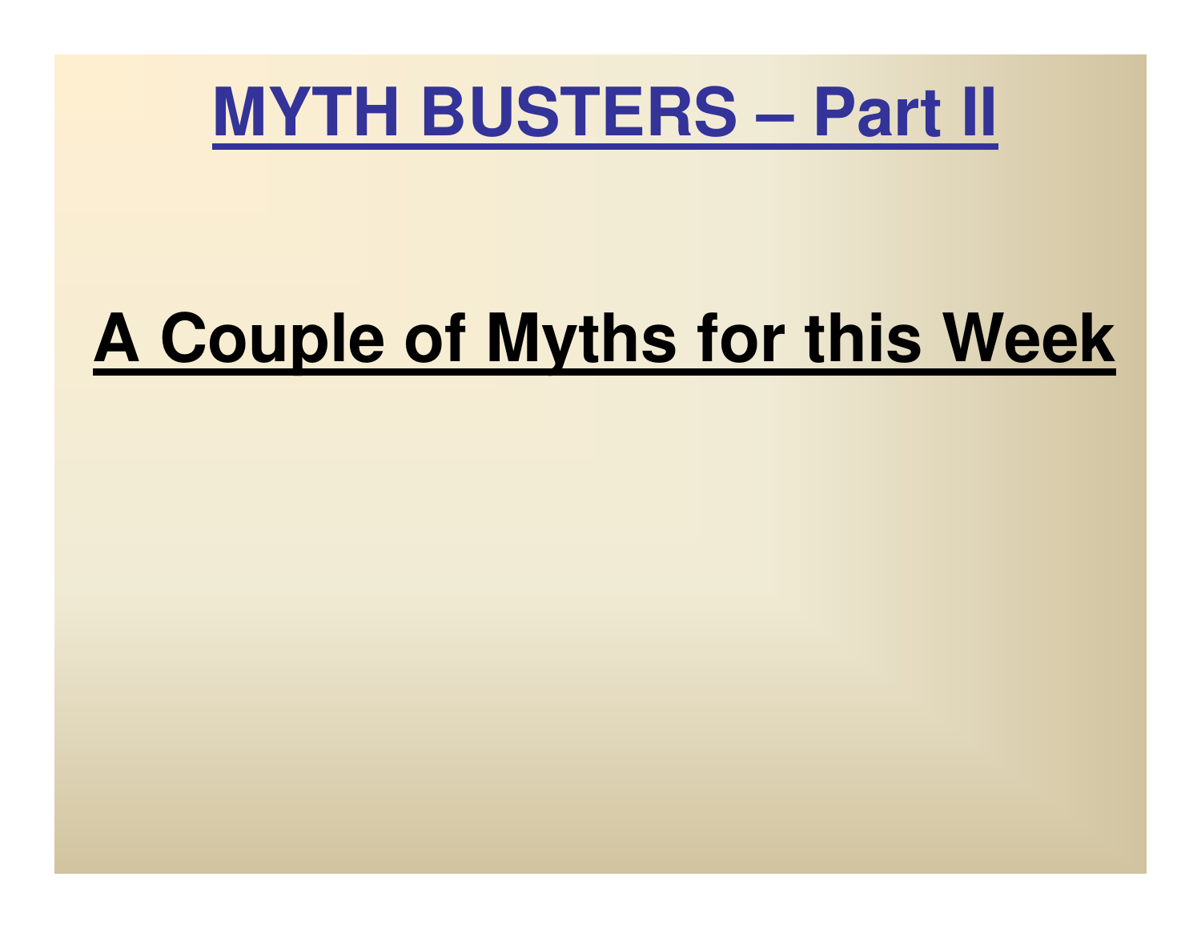# MYTH BUSTERS – Part II

## A Couple of Myths for this Week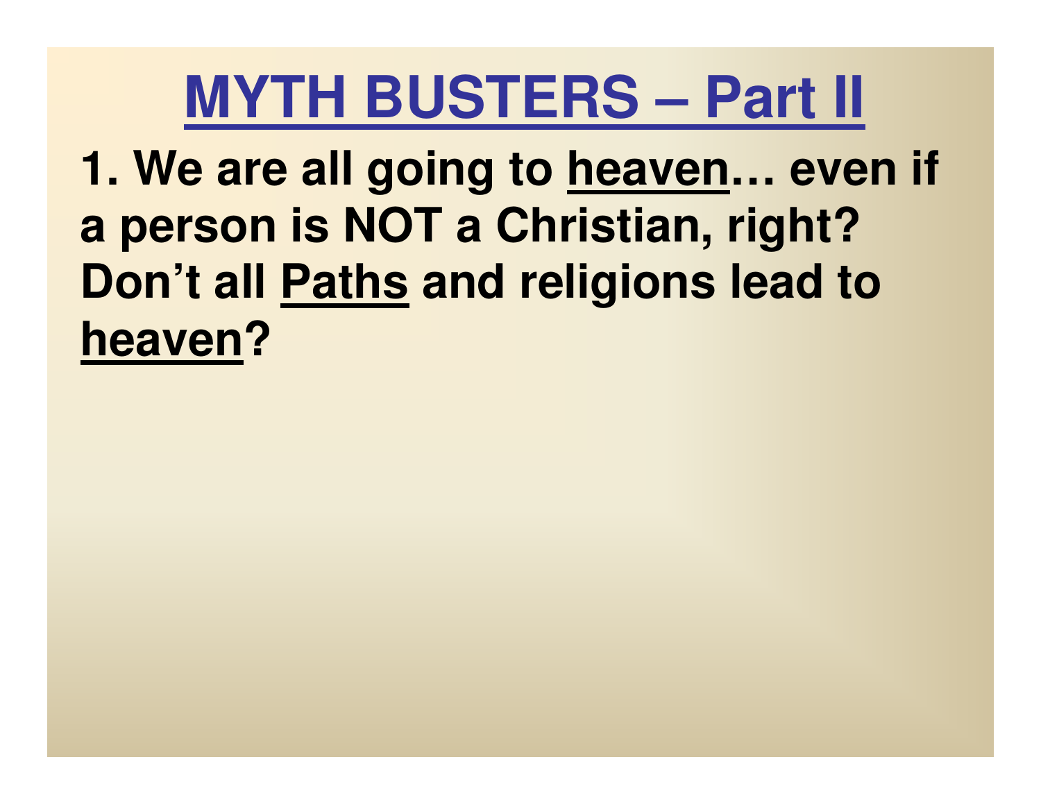# MYTH BUSTERS – Part II

**1. We are all going to heaven… even if a person is NOT a Christian, right? Don't all Paths and religions lead to heaven?**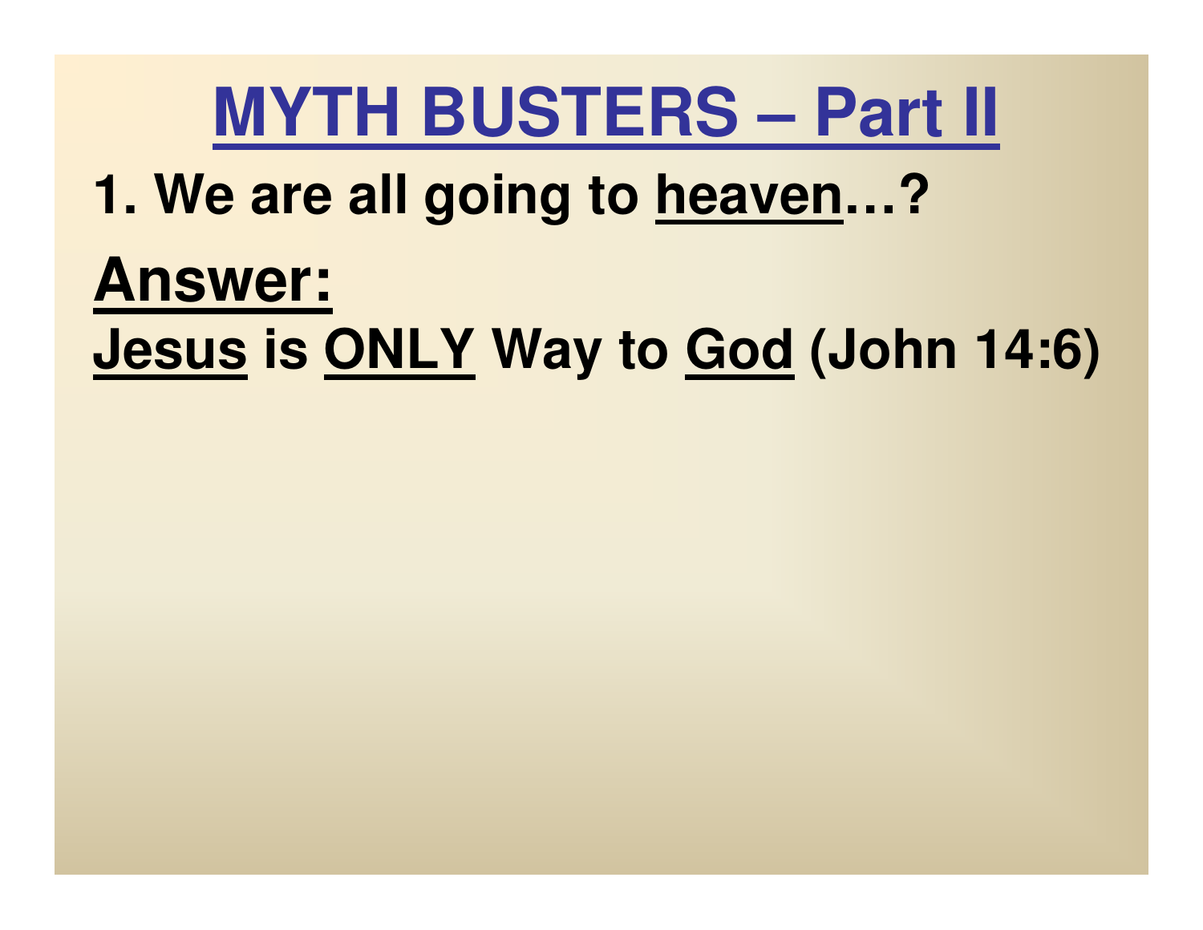# MYTH BUSTERS – Part II

**1. We are all going to heaven…?**

**Answer:**

**Jesus is ONLY Way to God (John 14:6)**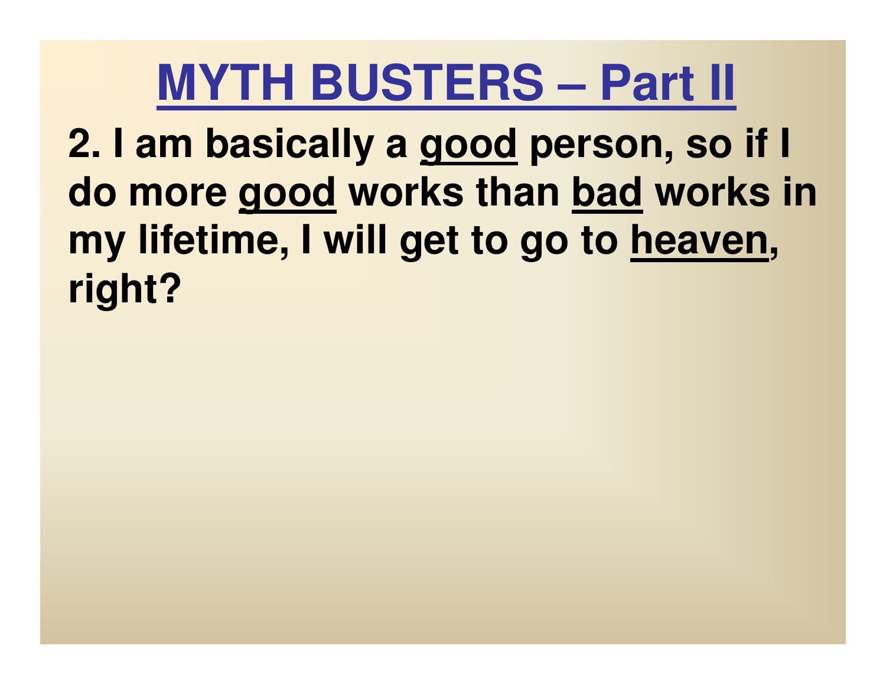# MYTH BUSTERS – Part II

**2. I am basically a good person, so if I do more good works than bad works in my lifetime, I will get to go to heaven, right?**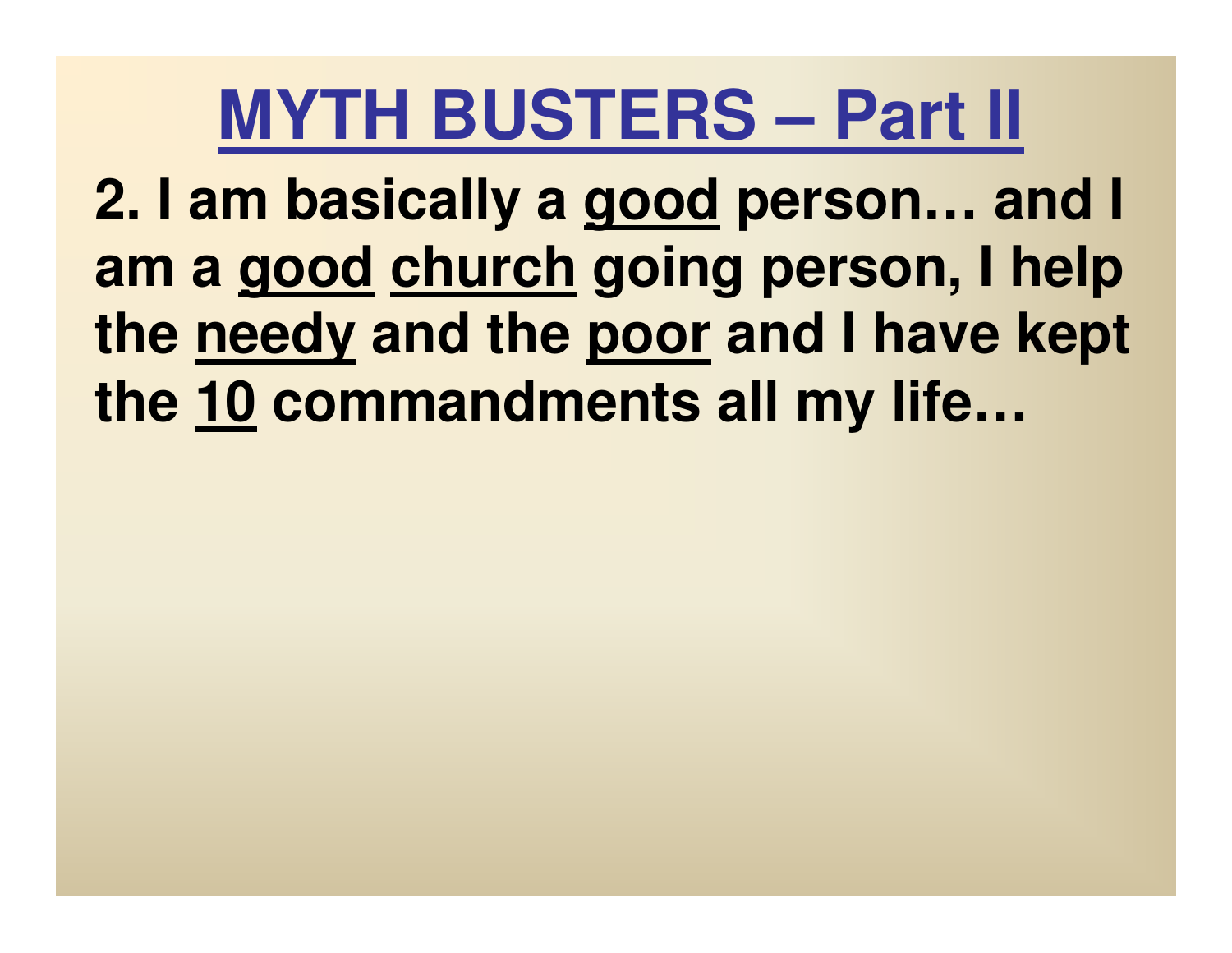# MYTH BUSTERS – Part II

**2. I am basically a good person… and I am a good church going person, I help the needy and the poor and I have kept the 10 commandments all my life…**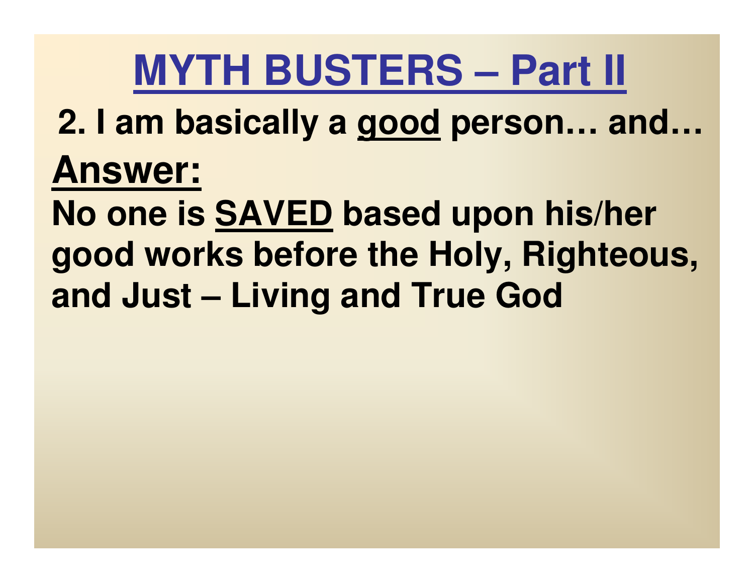# MYTH BUSTERS – Part II

**2. I am basically a good person… and…**

**Answer:**

**No one is SAVED based upon his/her good works before the Holy, Righteous, and Just – Living and True God**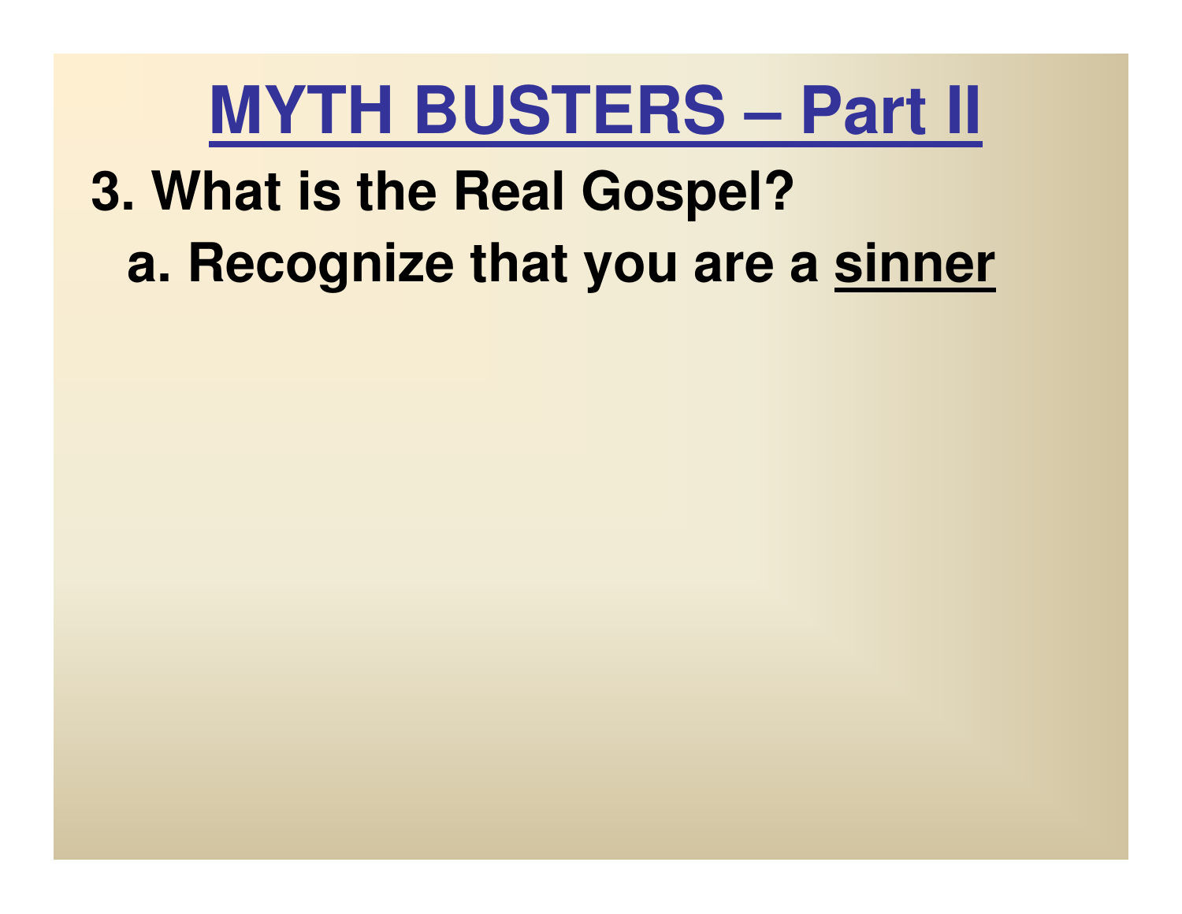# MYTH BUSTERS – Part II

**3. What is the Real Gospel?**

**a. Recognize that you are a sinner**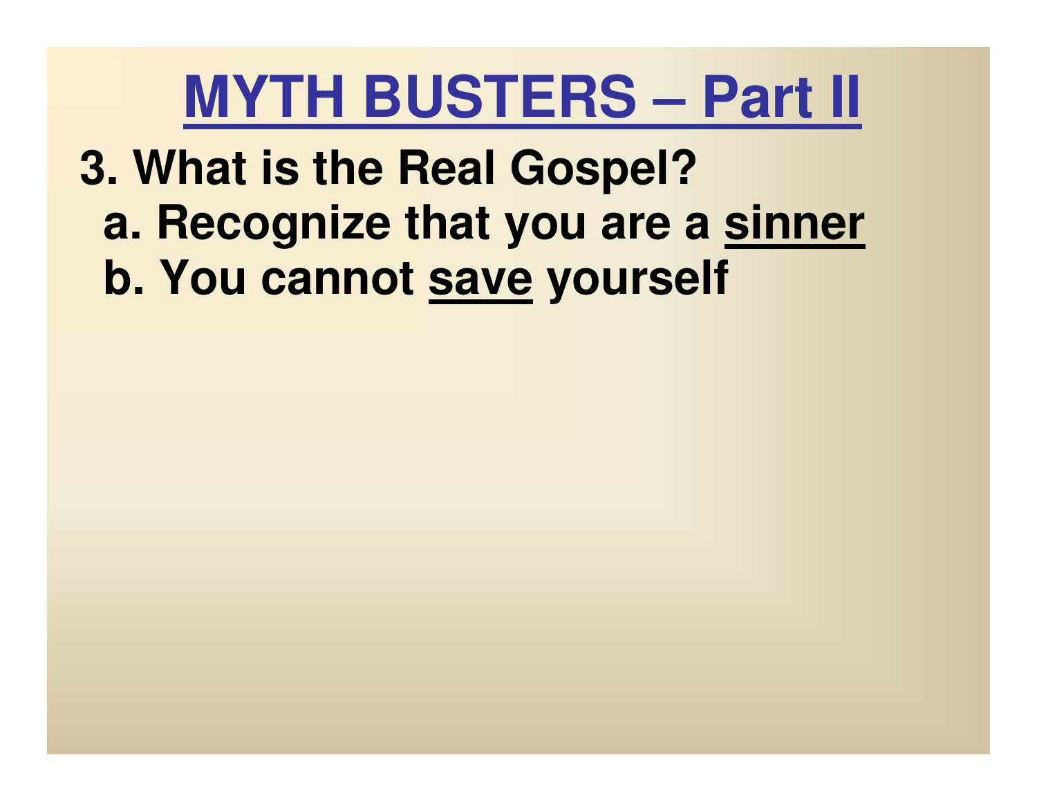# MYTH BUSTERS – Part II

**3. What is the Real Gospel?**

- **a. Recognize that you are a <u>sinner</u>**
- **b. You cannot <u>save</u> yourself**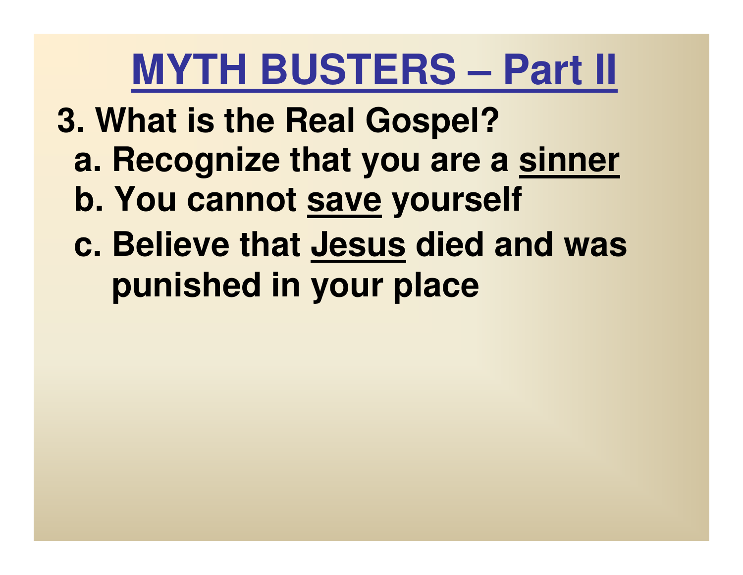# <u>MYTH BUSTERS – Part II</u>

**3. What is the Real Gospel?**

- **a. Recognize that you are a <u>sinner</u>**
- **b. You cannot <u>save</u> yourself**
- **c. Believe that <u>Jesus</u> died and was punished in your place**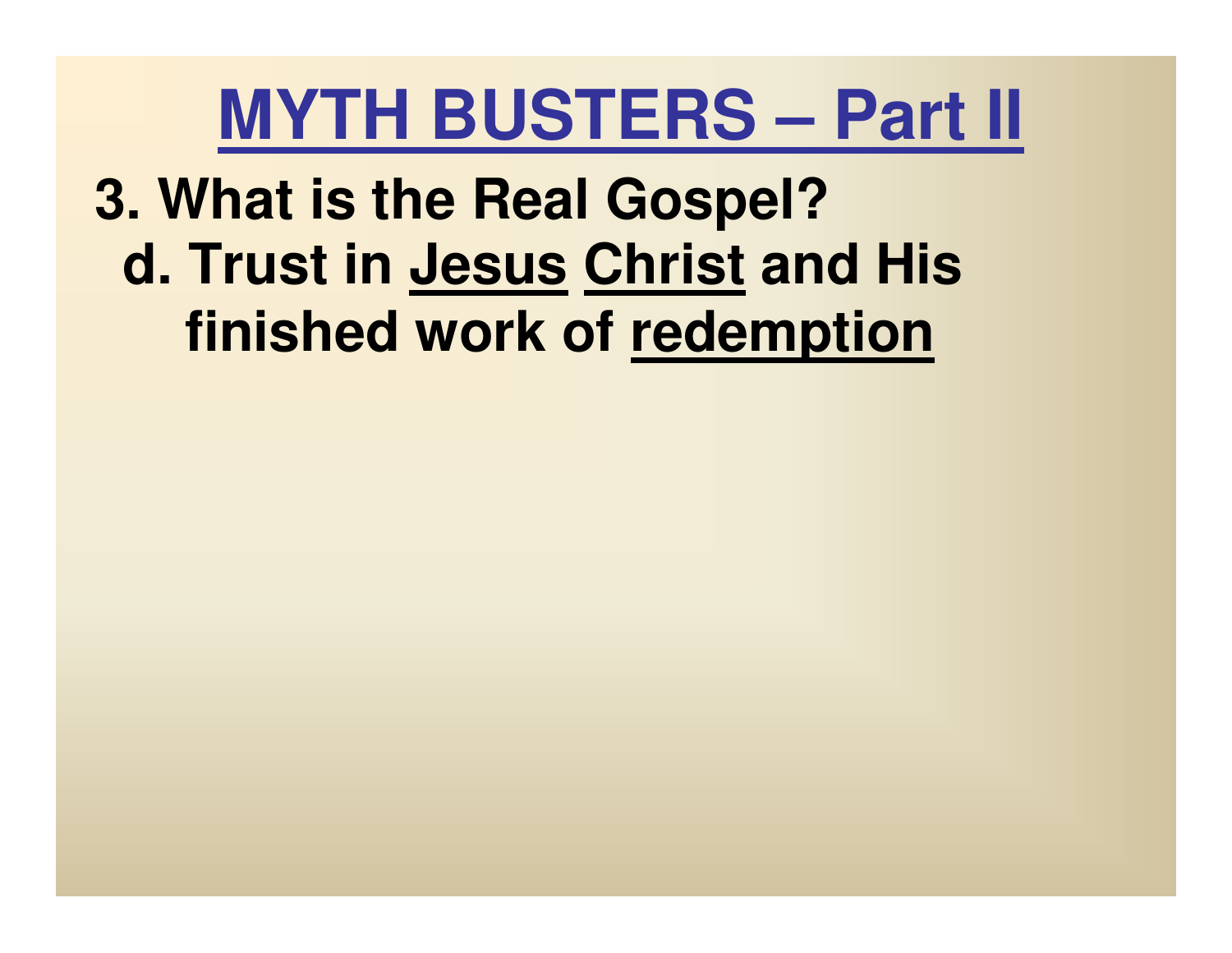# <u>MYTH BUSTERS – Part II</u>

**3. What is the Real Gospel?**

**d. Trust in <u>Jesus</u> <u>Christ</u> and His finished work of <u>redemption</u>**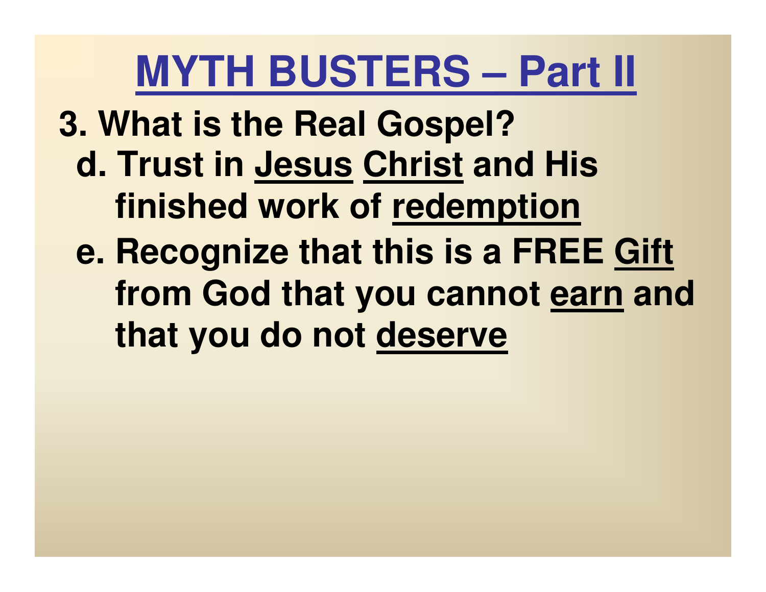# MYTH BUSTERS – Part II

**3. What is the Real Gospel?**

- **d. Trust in Jesus Christ and His finished work of redemption**
- **e. Recognize that this is a FREE Gift from God that you cannot earn and that you do not deserve**